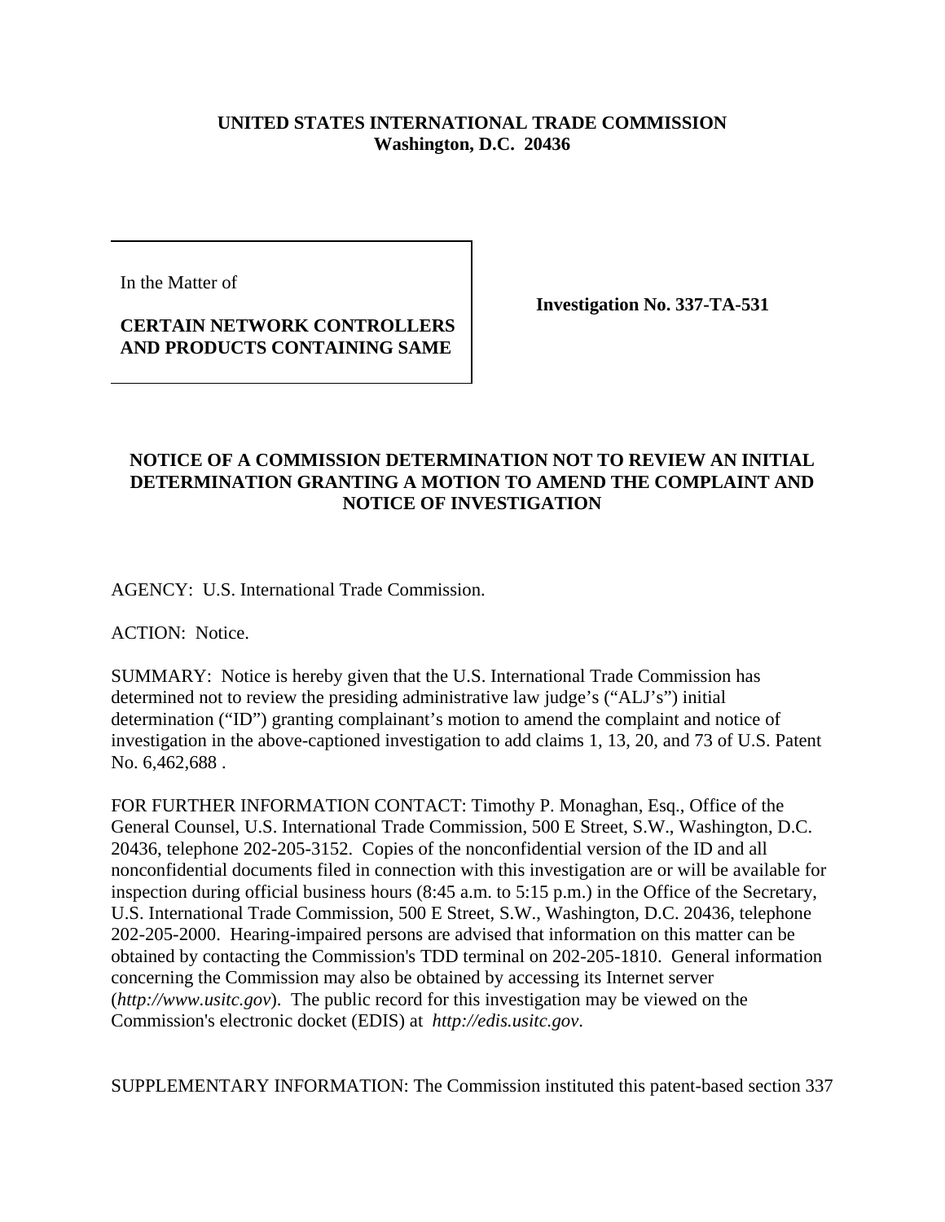**UNITED STATES INTERNATIONAL TRADE COMMISSION**
**Washington, D.C. 20436**

In the Matter of

**CERTAIN NETWORK CONTROLLERS AND PRODUCTS CONTAINING SAME**

**Investigation No. 337-TA-531**

**NOTICE OF A COMMISSION DETERMINATION NOT TO REVIEW AN INITIAL DETERMINATION GRANTING A MOTION TO AMEND THE COMPLAINT AND NOTICE OF INVESTIGATION**

AGENCY: U.S. International Trade Commission.

ACTION: Notice.

SUMMARY: Notice is hereby given that the U.S. International Trade Commission has determined not to review the presiding administrative law judge's ("ALJ's") initial determination ("ID") granting complainant's motion to amend the complaint and notice of investigation in the above-captioned investigation to add claims 1, 13, 20, and 73 of U.S. Patent No. 6,462,688 .

FOR FURTHER INFORMATION CONTACT: Timothy P. Monaghan, Esq., Office of the General Counsel, U.S. International Trade Commission, 500 E Street, S.W., Washington, D.C. 20436, telephone 202-205-3152. Copies of the nonconfidential version of the ID and all nonconfidential documents filed in connection with this investigation are or will be available for inspection during official business hours (8:45 a.m. to 5:15 p.m.) in the Office of the Secretary, U.S. International Trade Commission, 500 E Street, S.W., Washington, D.C. 20436, telephone 202-205-2000. Hearing-impaired persons are advised that information on this matter can be obtained by contacting the Commission's TDD terminal on 202-205-1810. General information concerning the Commission may also be obtained by accessing its Internet server (*http://www.usitc.gov*). The public record for this investigation may be viewed on the Commission's electronic docket (EDIS) at *http://edis.usitc.gov*.

SUPPLEMENTARY INFORMATION: The Commission instituted this patent-based section 337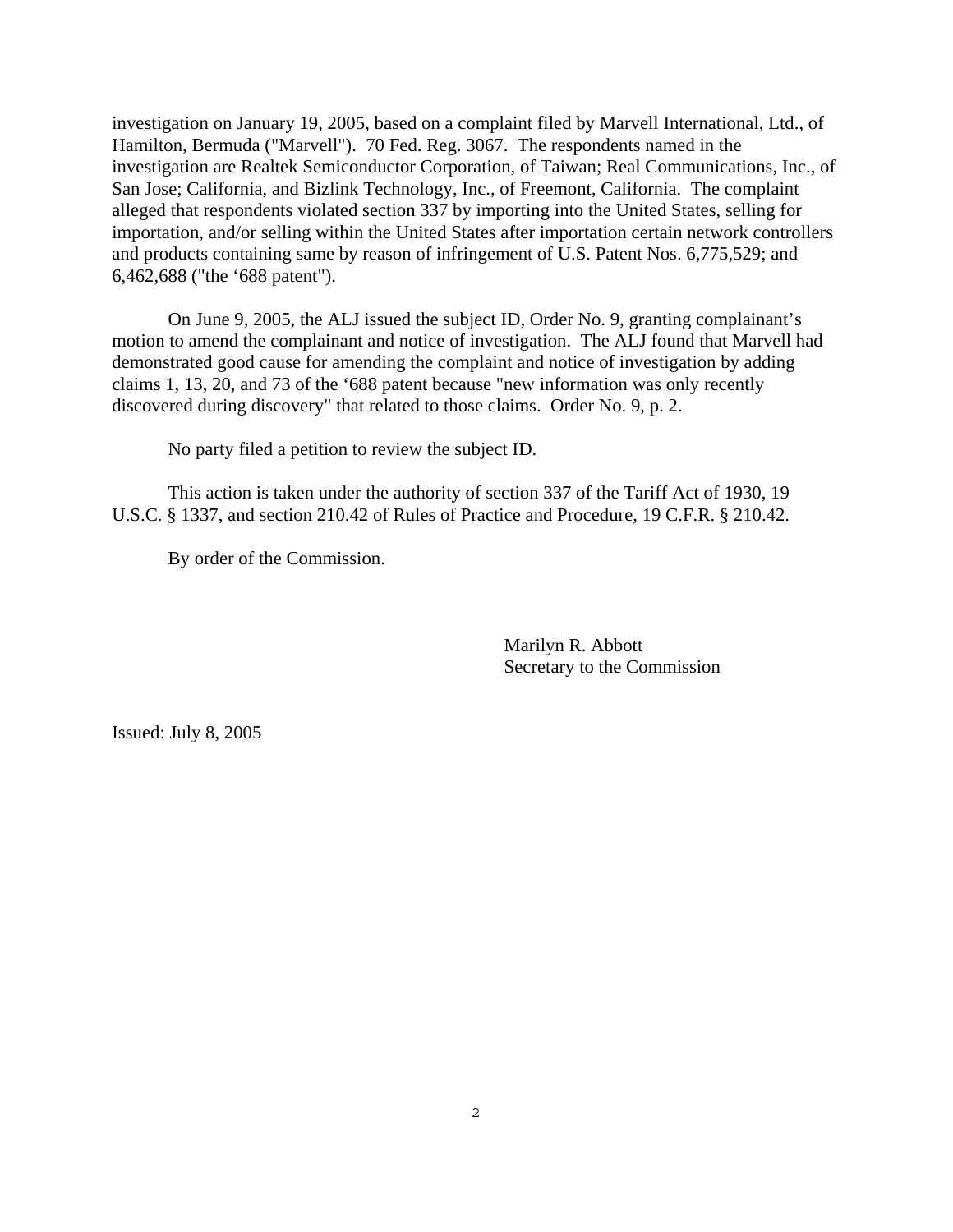investigation on January 19, 2005, based on a complaint filed by Marvell International, Ltd., of Hamilton, Bermuda ("Marvell"). 70 Fed. Reg. 3067. The respondents named in the investigation are Realtek Semiconductor Corporation, of Taiwan; Real Communications, Inc., of San Jose; California, and Bizlink Technology, Inc., of Freemont, California. The complaint alleged that respondents violated section 337 by importing into the United States, selling for importation, and/or selling within the United States after importation certain network controllers and products containing same by reason of infringement of U.S. Patent Nos. 6,775,529; and 6,462,688 ("the '688 patent").

On June 9, 2005, the ALJ issued the subject ID, Order No. 9, granting complainant's motion to amend the complainant and notice of investigation. The ALJ found that Marvell had demonstrated good cause for amending the complaint and notice of investigation by adding claims 1, 13, 20, and 73 of the '688 patent because "new information was only recently discovered during discovery" that related to those claims. Order No. 9, p. 2.

No party filed a petition to review the subject ID.

This action is taken under the authority of section 337 of the Tariff Act of 1930, 19 U.S.C. § 1337, and section 210.42 of Rules of Practice and Procedure, 19 C.F.R. § 210.42.

By order of the Commission.

Marilyn R. Abbott
Secretary to the Commission

Issued: July 8, 2005